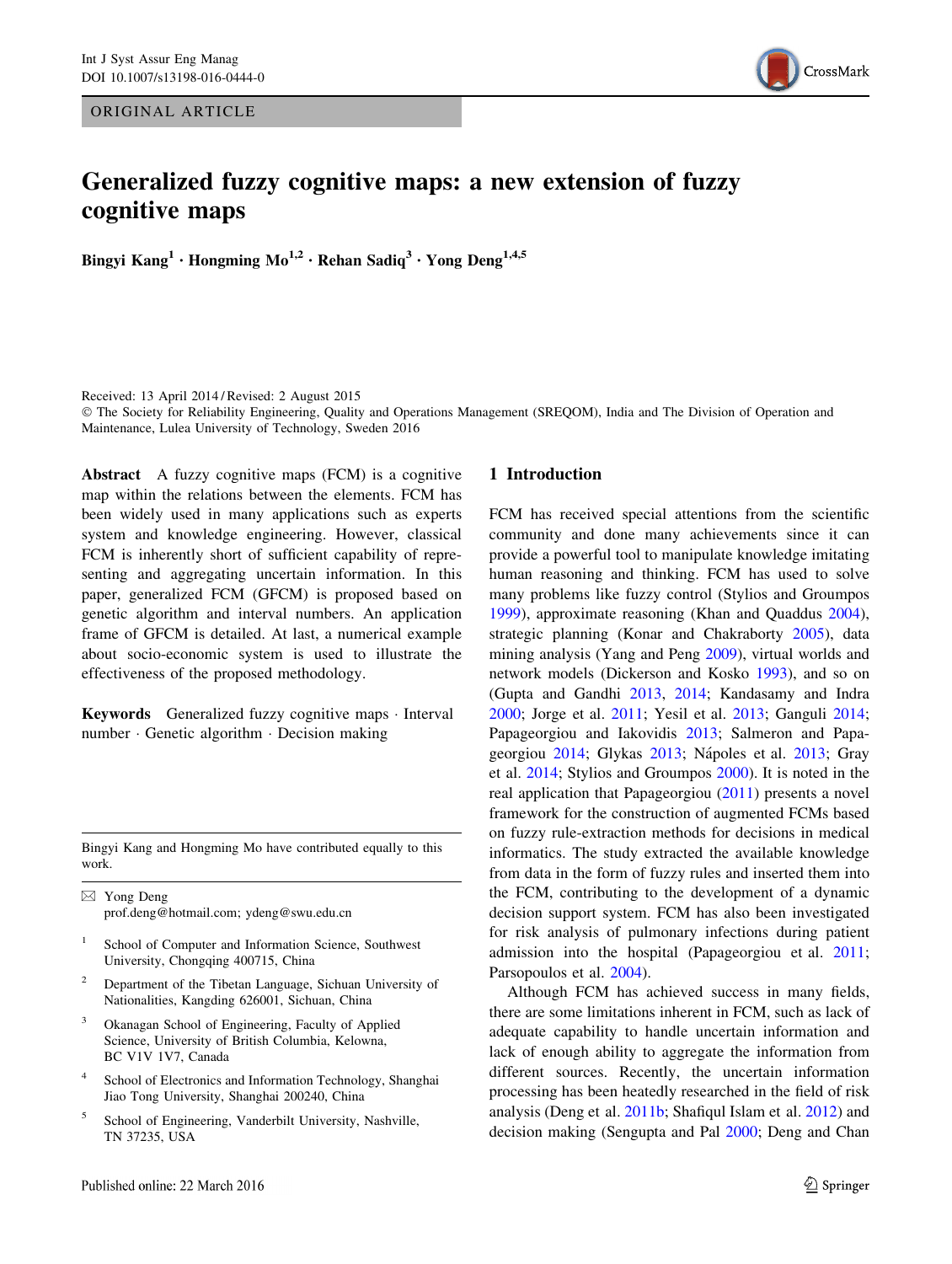ORIGINAL ARTICLE

# Generalized fuzzy cognitive maps: a new extension of fuzzy cognitive maps

**Bingyi Kang[1] · Hongming Mo[1,2] · Rehan Sadiq[3] · Yong Deng[1,4,5]**

Received: 13 April 2014 / Revised: 2 August 2015
© The Society for Reliability Engineering, Quality and Operations Management (SREQOM), India and The Division of Operation and Maintenance, Lulea University of Technology, Sweden 2016

**Abstract** A fuzzy cognitive maps (FCM) is a cognitive map within the relations between the elements. FCM has been widely used in many applications such as experts system and knowledge engineering. However, classical FCM is inherently short of sufficient capability of representing and aggregating uncertain information. In this paper, generalized FCM (GFCM) is proposed based on genetic algorithm and interval numbers. An application frame of GFCM is detailed. At last, a numerical example about socio-economic system is used to illustrate the effectiveness of the proposed methodology.

**Keywords** Generalized fuzzy cognitive maps · Interval number · Genetic algorithm · Decision making

Bingyi Kang and Hongming Mo have contributed equally to this work.

✉ Yong Deng
prof.deng@hotmail.com; ydeng@swu.edu.cn

[1] School of Computer and Information Science, Southwest University, Chongqing 400715, China

[2] Department of the Tibetan Language, Sichuan University of Nationalities, Kangding 626001, Sichuan, China

[3] Okanagan School of Engineering, Faculty of Applied Science, University of British Columbia, Kelowna, BC V1V 1V7, Canada

[4] School of Electronics and Information Technology, Shanghai Jiao Tong University, Shanghai 200240, China

[5] School of Engineering, Vanderbilt University, Nashville, TN 37235, USA

## 1 Introduction

FCM has received special attentions from the scientific community and done many achievements since it can provide a powerful tool to manipulate knowledge imitating human reasoning and thinking. FCM has used to solve many problems like fuzzy control (Stylios and Groumpos 1999), approximate reasoning (Khan and Quaddus 2004), strategic planning (Konar and Chakraborty 2005), data mining analysis (Yang and Peng 2009), virtual worlds and network models (Dickerson and Kosko 1993), and so on (Gupta and Gandhi 2013, 2014; Kandasamy and Indra 2000; Jorge et al. 2011; Yesil et al. 2013; Ganguli 2014; Papageorgiou and Iakovidis 2013; Salmeron and Papageorgiou 2014; Glykas 2013; Nápoles et al. 2013; Gray et al. 2014; Stylios and Groumpos 2000). It is noted in the real application that Papageorgiou (2011) presents a novel framework for the construction of augmented FCMs based on fuzzy rule-extraction methods for decisions in medical informatics. The study extracted the available knowledge from data in the form of fuzzy rules and inserted them into the FCM, contributing to the development of a dynamic decision support system. FCM has also been investigated for risk analysis of pulmonary infections during patient admission into the hospital (Papageorgiou et al. 2011; Parsopoulos et al. 2004).

Although FCM has achieved success in many fields, there are some limitations inherent in FCM, such as lack of adequate capability to handle uncertain information and lack of enough ability to aggregate the information from different sources. Recently, the uncertain information processing has been heatedly researched in the field of risk analysis (Deng et al. 2011b; Shafiqul Islam et al. 2012) and decision making (Sengupta and Pal 2000; Deng and Chan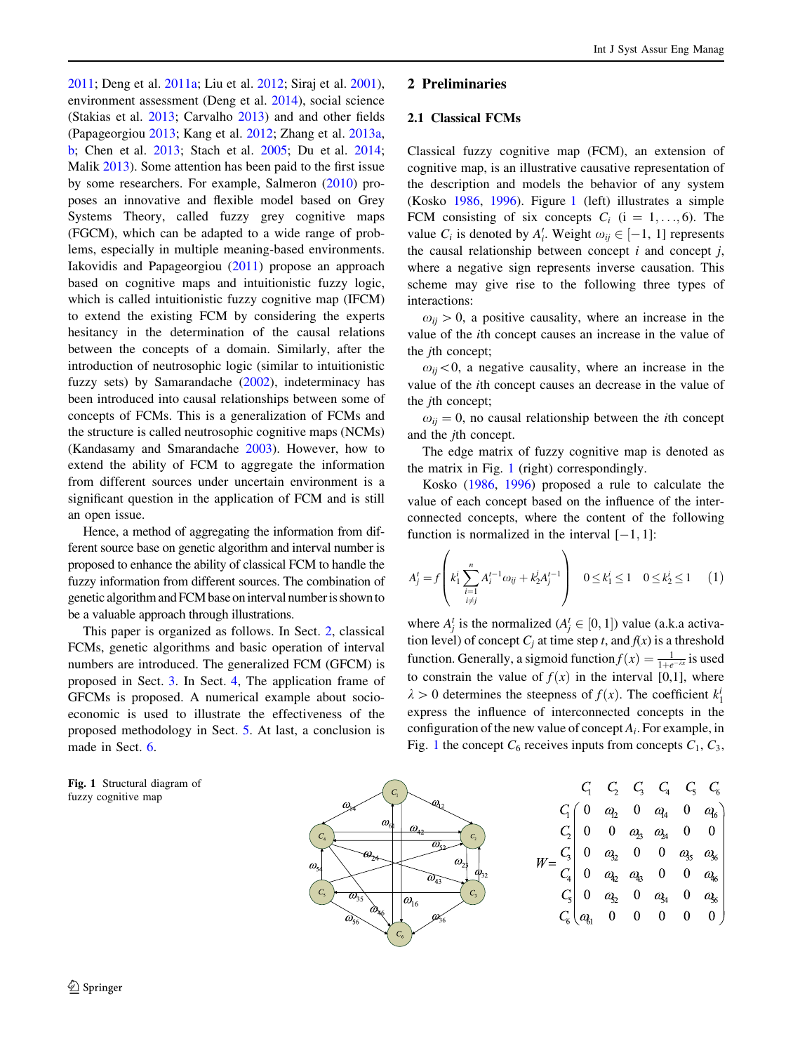2011; Deng et al. 2011a; Liu et al. 2012; Siraj et al. 2001), environment assessment (Deng et al. 2014), social science (Stakias et al. 2013; Carvalho 2013) and and other fields (Papageorgiou 2013; Kang et al. 2012; Zhang et al. 2013a, b; Chen et al. 2013; Stach et al. 2005; Du et al. 2014; Malik 2013). Some attention has been paid to the first issue by some researchers. For example, Salmeron (2010) proposes an innovative and flexible model based on Grey Systems Theory, called fuzzy grey cognitive maps (FGCM), which can be adapted to a wide range of problems, especially in multiple meaning-based environments. Iakovidis and Papageorgiou (2011) propose an approach based on cognitive maps and intuitionistic fuzzy logic, which is called intuitionistic fuzzy cognitive map (IFCM) to extend the existing FCM by considering the experts hesitancy in the determination of the causal relations between the concepts of a domain. Similarly, after the introduction of neutrosophic logic (similar to intuitionistic fuzzy sets) by Samarandache (2002), indeterminacy has been introduced into causal relationships between some of concepts of FCMs. This is a generalization of FCMs and the structure is called neutrosophic cognitive maps (NCMs) (Kandasamy and Smarandache 2003). However, how to extend the ability of FCM to aggregate the information from different sources under uncertain environment is a significant question in the application of FCM and is still an open issue.

Hence, a method of aggregating the information from different source base on genetic algorithm and interval number is proposed to enhance the ability of classical FCM to handle the fuzzy information from different sources. The combination of genetic algorithm and FCM base on interval number is shown to be a valuable approach through illustrations.

This paper is organized as follows. In Sect. 2, classical FCMs, genetic algorithms and basic operation of interval numbers are introduced. The generalized FCM (GFCM) is proposed in Sect. 3. In Sect. 4, The application frame of GFCMs is proposed. A numerical example about socio-economic is used to illustrate the effectiveness of the proposed methodology in Sect. 5. At last, a conclusion is made in Sect. 6.

## 2 Preliminaries

### 2.1 Classical FCMs

Classical fuzzy cognitive map (FCM), an extension of cognitive map, is an illustrative causative representation of the description and models the behavior of any system (Kosko 1986, 1996). Figure 1 (left) illustrates a simple FCM consisting of six concepts $C_i$ $(i = 1, \ldots, 6)$. The value $C_i$ is denoted by $A_i^t$. Weight $\omega_{ij} \in [-1, 1]$ represents the causal relationship between concept $i$ and concept $j$, where a negative sign represents inverse causation. This scheme may give rise to the following three types of interactions:

$\omega_{ij} > 0$, a positive causality, where an increase in the value of the $i$th concept causes an increase in the value of the $j$th concept;

$\omega_{ij} < 0$, a negative causality, where an increase in the value of the $i$th concept causes an decrease in the value of the $j$th concept;

$\omega_{ij} = 0$, no causal relationship between the $i$th concept and the $j$th concept.

The edge matrix of fuzzy cognitive map is denoted as the matrix in Fig. 1 (right) correspondingly.

Kosko (1986, 1996) proposed a rule to calculate the value of each concept based on the influence of the interconnected concepts, where the content of the following function is normalized in the interval $[-1, 1]$:

$$A_j^t = f\left(k_1^i \sum_{\substack{i=1 \\ i \neq j}}^{n} A_i^{t-1} \omega_{ij} + k_2^j A_j^{t-1}\right) \quad 0 \leq k_1^i \leq 1 \quad 0 \leq k_2^i \leq 1 \qquad (1)$$

where $A_j^t$ is the normalized ($A_j^t \in [0, 1]$) value (a.k.a activation level) of concept $C_j$ at time step $t$, and $f(x)$ is a threshold function. Generally, a sigmoid function $f(x) = \frac{1}{1+e^{-\lambda x}}$ is used to constrain the value of $f(x)$ in the interval [0,1], where $\lambda > 0$ determines the steepness of $f(x)$. The coefficient $k_1^i$ express the influence of interconnected concepts in the configuration of the new value of concept $A_i$. For example, in Fig. 1 the concept $C_6$ receives inputs from concepts $C_1$, $C_3$,

$$W = \begin{array}{c} \\ C_1 \\ C_2 \\ C_3 \\ C_4 \\ C_5 \\ C_6 \end{array} \begin{array}{c} \begin{array}{cccccc} C_1 & C_2 & C_3 & C_4 & C_5 & C_6 \end{array} \\ \begin{pmatrix} 0 & \omega_{12} & 0 & \omega_{14} & 0 & \omega_{16} \\ 0 & 0 & \omega_{23} & \omega_{24} & 0 & 0 \\ 0 & \omega_{32} & 0 & 0 & \omega_{35} & \omega_{36} \\ 0 & \omega_{42} & \omega_{43} & 0 & 0 & \omega_{46} \\ 0 & \omega_{52} & 0 & \omega_{54} & 0 & \omega_{56} \\ \omega_{61} & 0 & 0 & 0 & 0 & 0 \end{pmatrix} \end{array}$$

**Fig. 1** Structural diagram of fuzzy cognitive map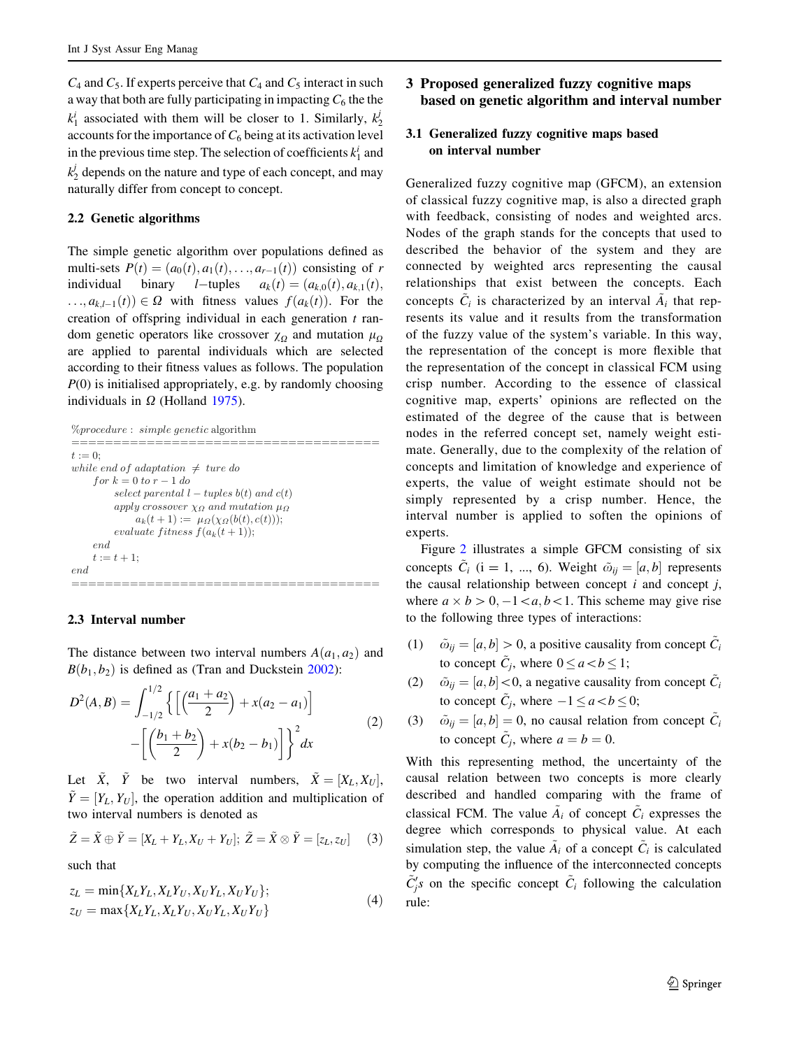$C_4$ and $C_5$. If experts perceive that $C_4$ and $C_5$ interact in such a way that both are fully participating in impacting $C_6$ the the $k_1^i$ associated with them will be closer to 1. Similarly, $k_2^j$ accounts for the importance of $C_6$ being at its activation level in the previous time step. The selection of coefficients $k_1^i$ and $k_2^j$ depends on the nature and type of each concept, and may naturally differ from concept to concept.

### 2.2 Genetic algorithms

The simple genetic algorithm over populations defined as multi-sets $P(t) = (a_0(t), a_1(t), \ldots, a_{r-1}(t))$ consisting of $r$ individual binary $l-$tuples $a_k(t) = (a_{k,0}(t), a_{k,1}(t), \ldots, a_{k,l-1}(t)) \in \Omega$ with fitness values $f(a_k(t))$. For the creation of offspring individual in each generation $t$ random genetic operators like crossover $\chi_\Omega$ and mutation $\mu_\Omega$ are applied to parental individuals which are selected according to their fitness values as follows. The population $P(0)$ is initialised appropriately, e.g. by randomly choosing individuals in $\Omega$ (Holland 1975).

```
%procedure : simple genetic algorithm
=====================================
t := 0;
while end of adaptation ≠ ture do
    for k = 0 to r − 1 do
        select parental l − tuples b(t) and c(t)
        apply crossover χΩ and mutation μΩ
            a_k(t + 1) := μΩ(χΩ(b(t), c(t)));
        evaluate fitness f(a_k(t + 1));
    end
    t := t + 1;
end
=====================================
```

### 2.3 Interval number

The distance between two interval numbers $A(a_1, a_2)$ and $B(b_1, b_2)$ is defined as (Tran and Duckstein 2002):

$$D^2(A,B) = \int_{-1/2}^{1/2} \left\{ \left[ \left( \frac{a_1 + a_2}{2} \right) + x(a_2 - a_1) \right] - \left[ \left( \frac{b_1 + b_2}{2} \right) + x(b_2 - b_1) \right] \right\}^2 dx \tag{2}$$

Let $\tilde{X}$, $\tilde{Y}$ be two interval numbers, $\tilde{X} = [X_L, X_U]$, $\tilde{Y} = [Y_L, Y_U]$, the operation addition and multiplication of two interval numbers is denoted as

$$\tilde{Z} = \tilde{X} \oplus \tilde{Y} = [X_L + Y_L, X_U + Y_U];\ \tilde{Z} = \tilde{X} \otimes \tilde{Y} = [z_L, z_U] \tag{3}$$

such that

$$\begin{aligned} z_L &= \min\{X_L Y_L, X_L Y_U, X_U Y_L, X_U Y_U\}; \\ z_U &= \max\{X_L Y_L, X_L Y_U, X_U Y_L, X_U Y_U\} \end{aligned} \tag{4}$$

## 3 Proposed generalized fuzzy cognitive maps based on genetic algorithm and interval number

### 3.1 Generalized fuzzy cognitive maps based on interval number

Generalized fuzzy cognitive map (GFCM), an extension of classical fuzzy cognitive map, is also a directed graph with feedback, consisting of nodes and weighted arcs. Nodes of the graph stands for the concepts that used to described the behavior of the system and they are connected by weighted arcs representing the causal relationships that exist between the concepts. Each concepts $\tilde{C}_i$ is characterized by an interval $\tilde{A}_i$ that represents its value and it results from the transformation of the fuzzy value of the system's variable. In this way, the representation of the concept is more flexible that the representation of the concept in classical FCM using crisp number. According to the essence of classical cognitive map, experts' opinions are reflected on the estimated of the degree of the cause that is between nodes in the referred concept set, namely weight estimate. Generally, due to the complexity of the relation of concepts and limitation of knowledge and experience of experts, the value of weight estimate should not be simply represented by a crisp number. Hence, the interval number is applied to soften the opinions of experts.

Figure 2 illustrates a simple GFCM consisting of six concepts $\tilde{C}_i$ (i = 1, ..., 6). Weight $\tilde{\omega}_{ij} = [a, b]$ represents the causal relationship between concept $i$ and concept $j$, where $a \times b > 0, -1 < a, b < 1$. This scheme may give rise to the following three types of interactions:

(1) $\tilde{\omega}_{ij} = [a, b] > 0$, a positive causality from concept $\tilde{C}_i$ to concept $\tilde{C}_j$, where $0 \le a < b \le 1$;

(2) $\tilde{\omega}_{ij} = [a, b] < 0$, a negative causality from concept $\tilde{C}_i$ to concept $\tilde{C}_j$, where $-1 \le a < b \le 0$;

(3) $\tilde{\omega}_{ij} = [a, b] = 0$, no causal relation from concept $\tilde{C}_i$ to concept $\tilde{C}_j$, where $a = b = 0$.

With this representing method, the uncertainty of the causal relation between two concepts is more clearly described and handled comparing with the frame of classical FCM. The value $\tilde{A}_i$ of concept $\tilde{C}_i$ expresses the degree which corresponds to physical value. At each simulation step, the value $\tilde{A}_i$ of a concept $\tilde{C}_i$ is calculated by computing the influence of the interconnected concepts $\tilde{C}_j' s$ on the specific concept $\tilde{C}_i$ following the calculation rule: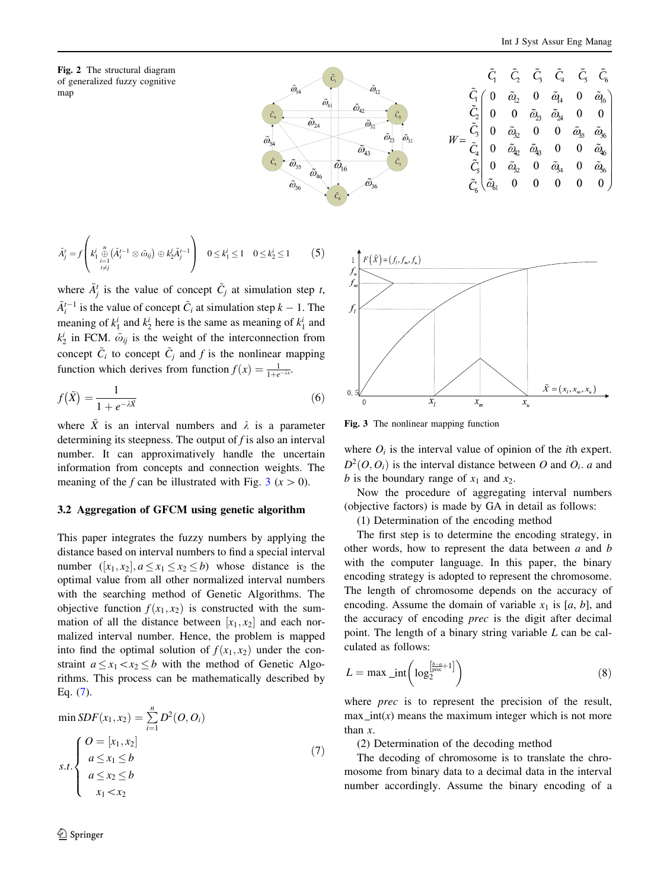Fig. 2 The structural diagram of generalized fuzzy cognitive map

$$W=\begin{pmatrix} 0 & \tilde{\omega}_{12} & 0 & \tilde{\omega}_{14} & 0 & \tilde{\omega}_{16} \\ 0 & 0 & \tilde{\omega}_{23} & \tilde{\omega}_{24} & 0 & 0 \\ 0 & \tilde{\omega}_{32} & 0 & 0 & \tilde{\omega}_{35} & \tilde{\omega}_{36} \\ 0 & \tilde{\omega}_{42} & \tilde{\omega}_{43} & 0 & 0 & \tilde{\omega}_{46} \\ 0 & \tilde{\omega}_{52} & 0 & \tilde{\omega}_{54} & 0 & \tilde{\omega}_{56} \\ \tilde{\omega}_{61} & 0 & 0 & 0 & 0 & 0 \end{pmatrix}$$

(rows and columns indexed by $\tilde{C}_1, \tilde{C}_2, \tilde{C}_3, \tilde{C}_4, \tilde{C}_5, \tilde{C}_6$)

$$\tilde{A}_j^t = f\left(k_1^i \bigoplus_{\substack{i=1 \\ i \neq j}}^{n} \left(\tilde{A}_i^{t-1} \otimes \tilde{\omega}_{ij}\right) \oplus k_2^j \tilde{A}_j^{t-1}\right) \quad 0 \le k_1^i \le 1 \quad 0 \le k_2^i \le 1 \tag{5}$$

where $\tilde{A}_j^t$ is the value of concept $\tilde{C}_j$ at simulation step $t$, $\tilde{A}_i^{t-1}$ is the value of concept $\tilde{C}_i$ at simulation step $k-1$. The meaning of $k_1^i$ and $k_2^i$ here is the same as meaning of $k_1^i$ and $k_2^i$ in FCM. $\tilde{\omega}_{ij}$ is the weight of the interconnection from concept $\tilde{C}_i$ to concept $\tilde{C}_j$ and $f$ is the nonlinear mapping function which derives from function $f(x) = \frac{1}{1+e^{-\lambda x}}$.

$$f(\tilde{X}) = \frac{1}{1+e^{-\lambda \tilde{X}}} \tag{6}$$

where $\tilde{X}$ is an interval numbers and $\lambda$ is a parameter determining its steepness. The output of $f$ is also an interval number. It can approximatively handle the uncertain information from concepts and connection weights. The meaning of the $f$ can be illustrated with Fig. 3 ($x > 0$).

Fig. 3 The nonlinear mapping function

### 3.2 Aggregation of GFCM using genetic algorithm

This paper integrates the fuzzy numbers by applying the distance based on interval numbers to find a special interval number ($[x_1, x_2], a \le x_1 \le x_2 \le b$) whose distance is the optimal value from all other normalized interval numbers with the searching method of Genetic Algorithms. The objective function $f(x_1, x_2)$ is constructed with the summation of all the distance between $[x_1, x_2]$ and each normalized interval number. Hence, the problem is mapped into find the optimal solution of $f(x_1, x_2)$ under the constraint $a \le x_1 < x_2 \le b$ with the method of Genetic Algorithms. This process can be mathematically described by Eq. (7).

$$\min SDF(x_1, x_2) = \sum_{i=1}^{n} D^2(O, O_i)$$
$$s.t. \begin{cases} O = [x_1, x_2] \\ a \le x_1 \le b \\ a \le x_2 \le b \\ x_1 < x_2 \end{cases} \tag{7}$$

where $O_i$ is the interval value of opinion of the $i$th expert. $D^2(O, O_i)$ is the interval distance between $O$ and $O_i$. $a$ and $b$ is the boundary range of $x_1$ and $x_2$.

Now the procedure of aggregating interval numbers (objective factors) is made by GA in detail as follows:

(1) Determination of the encoding method

The first step is to determine the encoding strategy, in other words, how to represent the data between $a$ and $b$ with the computer language. In this paper, the binary encoding strategy is adopted to represent the chromosome. The length of chromosome depends on the accuracy of encoding. Assume the domain of variable $x_1$ is [$a$, $b$], and the accuracy of encoding *prec* is the digit after decimal point. The length of a binary string variable $L$ can be calculated as follows:

$$L = \max\_\mathrm{int}\left(\log_2^{\left[\frac{b-a}{prec}+1\right]}\right) \tag{8}$$

where *prec* is to represent the precision of the result, $\max\_\mathrm{int}(x)$ means the maximum integer which is not more than $x$.

(2) Determination of the decoding method

The decoding of chromosome is to translate the chromosome from binary data to a decimal data in the interval number accordingly. Assume the binary encoding of a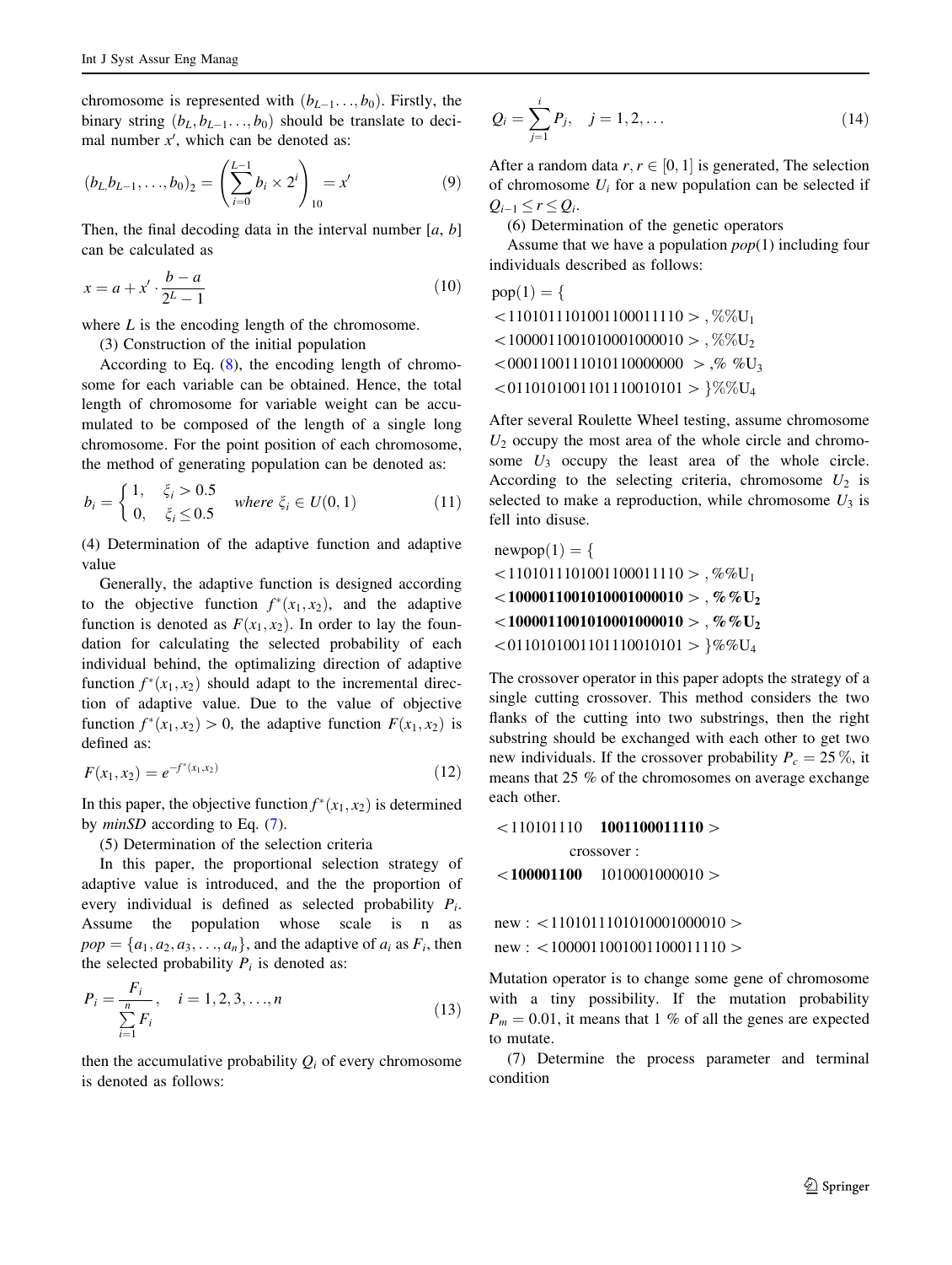chromosome is represented with $(b_{L-1}\ldots,b_0)$. Firstly, the binary string $(b_L,b_{L-1}\ldots,b_0)$ should be translate to decimal number $x'$, which can be denoted as:

$$(b_L b_{L-1},\ldots,b_0)_2 = \left(\sum_{i=0}^{L-1} b_i \times 2^i\right)_{10} = x' \tag{9}$$

Then, the final decoding data in the interval number $[a, b]$ can be calculated as

$$x = a + x' \cdot \frac{b-a}{2^L - 1} \tag{10}$$

where $L$ is the encoding length of the chromosome.

(3) Construction of the initial population

According to Eq. (8), the encoding length of chromosome for each variable can be obtained. Hence, the total length of chromosome for variable weight can be accumulated to be composed of the length of a single long chromosome. For the point position of each chromosome, the method of generating population can be denoted as:

$$b_i = \begin{cases} 1, & \xi_i > 0.5 \\ 0, & \xi_i \le 0.5 \end{cases} \quad where\ \xi_i \in U(0,1) \tag{11}$$

(4) Determination of the adaptive function and adaptive value

Generally, the adaptive function is designed according to the objective function $f^*(x_1,x_2)$, and the adaptive function is denoted as $F(x_1,x_2)$. In order to lay the foundation for calculating the selected probability of each individual behind, the optimalizing direction of adaptive function $f^*(x_1,x_2)$ should adapt to the incremental direction of adaptive value. Due to the value of objective function $f^*(x_1,x_2) > 0$, the adaptive function $F(x_1,x_2)$ is defined as:

$$F(x_1,x_2) = e^{-f^*(x_1,x_2)} \tag{12}$$

In this paper, the objective function $f^*(x_1,x_2)$ is determined by *minSD* according to Eq. (7).

(5) Determination of the selection criteria

In this paper, the proportional selection strategy of adaptive value is introduced, and the the proportion of every individual is defined as selected probability $P_i$. Assume the population whose scale is n as $pop = \{a_1,a_2,a_3,\ldots,a_n\}$, and the adaptive of $a_i$ as $F_i$, then the selected probability $P_i$ is denoted as:

$$P_i = \frac{F_i}{\sum_{i=1}^{n} F_i}, \quad i = 1,2,3,\ldots,n \tag{13}$$

then the accumulative probability $Q_i$ of every chromosome is denoted as follows:

$$Q_i = \sum_{j=1}^{i} P_j, \quad j = 1,2,\ldots \tag{14}$$

After a random data $r, r \in [0,1]$ is generated, The selection of chromosome $U_i$ for a new population can be selected if $Q_{i-1} \le r \le Q_i$.

(6) Determination of the genetic operators

Assume that we have a population *pop*(1) including four individuals described as follows:

pop(1) = {
<1101011101001100011110 > , %%U1
<1000011001010001000010 > , %%U2
<0001100111010110000000 > ,% %U3
<0110101001101110010101 > }%%U4

After several Roulette Wheel testing, assume chromosome $U_2$ occupy the most area of the whole circle and chromosome $U_3$ occupy the least area of the whole circle. According to the selecting criteria, chromosome $U_2$ is selected to make a reproduction, while chromosome $U_3$ is fell into disuse.

newpop(1) = {
<1101011101001100011110 > , %%U1
**<1000011001010001000010 > , %%U2**
**<1000011001010001000010 > , %%U2**
<0110101001101110010101 > }%%U4

The crossover operator in this paper adopts the strategy of a single cutting crossover. This method considers the two flanks of the cutting into two substrings, then the right substring should be exchanged with each other to get two new individuals. If the crossover probability $P_c = 25\,\%$, it means that 25 % of the chromosomes on average exchange each other.

<110101110 **1001100011110** >
crossover :
**<100001100** 1010001000010 >

new : <1101011101010001000010 >
new : <1000011001001100011110 >

Mutation operator is to change some gene of chromosome with a tiny possibility. If the mutation probability $P_m = 0.01$, it means that 1 % of all the genes are expected to mutate.

(7) Determine the process parameter and terminal condition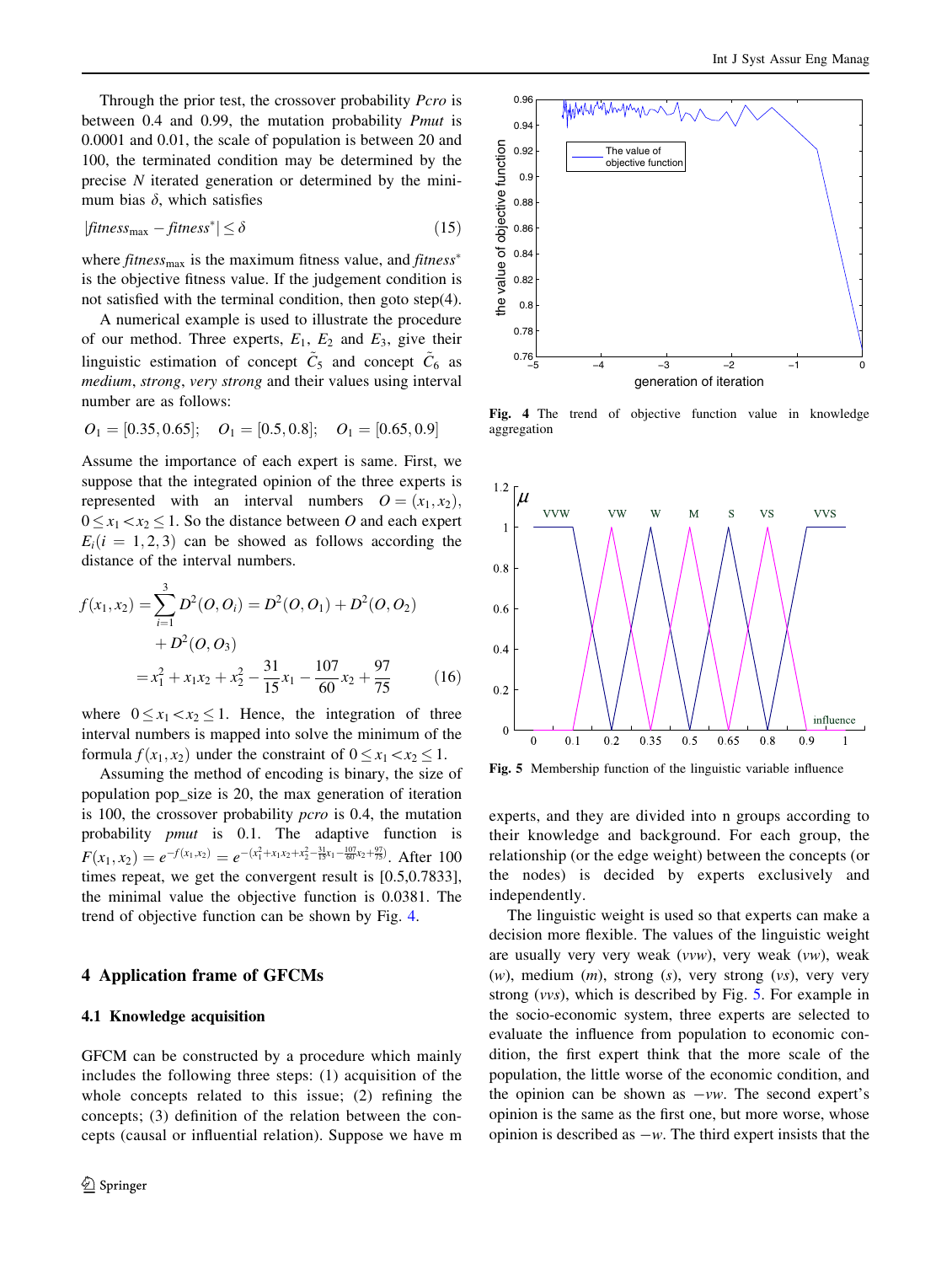Through the prior test, the crossover probability *Pcro* is between 0.4 and 0.99, the mutation probability *Pmut* is 0.0001 and 0.01, the scale of population is between 20 and 100, the terminated condition may be determined by the precise $N$ iterated generation or determined by the minimum bias $\delta$, which satisfies

$$|fitness_{\max} - fitness^*| \leq \delta \tag{15}$$

where $fitness_{\max}$ is the maximum fitness value, and $fitness^*$ is the objective fitness value. If the judgement condition is not satisfied with the terminal condition, then goto step(4).

A numerical example is used to illustrate the procedure of our method. Three experts, $E_1$, $E_2$ and $E_3$, give their linguistic estimation of concept $\tilde{C}_5$ and concept $\tilde{C}_6$ as *medium*, *strong*, *very strong* and their values using interval number are as follows:

$$O_1 = [0.35, 0.65]; \quad O_1 = [0.5, 0.8]; \quad O_1 = [0.65, 0.9]$$

Assume the importance of each expert is same. First, we suppose that the integrated opinion of the three experts is expressed with an interval numbers $O = (x_1, x_2)$, $0 \leq x_1 < x_2 \leq 1$. So the distance between $O$ and each expert $E_i (i = 1, 2, 3)$ can be showed as follows according the distance of the interval numbers.

$$\begin{aligned} f(x_1, x_2) &= \sum_{i=1}^{3} D^2(O, O_i) = D^2(O, O_1) + D^2(O, O_2) \\ &\quad + D^2(O, O_3) \\ &= x_1^2 + x_1 x_2 + x_2^2 - \frac{31}{15}x_1 - \frac{107}{60}x_2 + \frac{97}{75} \end{aligned} \tag{16}$$

where $0 \leq x_1 < x_2 \leq 1$. Hence, the integration of three interval numbers is mapped into solve the minimum of the formula $f(x_1, x_2)$ under the constraint of $0 \leq x_1 < x_2 \leq 1$.

Assuming the method of encoding is binary, the size of population pop_size is 20, the max generation of iteration is 100, the crossover probability *pcro* is 0.4, the mutation probability *pmut* is 0.1. The adaptive function is $F(x_1, x_2) = e^{-f(x_1,x_2)} = e^{-(x_1^2 + x_1 x_2 + x_2^2 - \frac{31}{15}x_1 - \frac{107}{60}x_2 + \frac{97}{75})}$. After 100 times repeat, we get the convergent result is [0.5,0.7833], the minimal value the objective function is 0.0381. The trend of objective function can be shown by Fig. 4.

Fig. 4 The trend of objective function value in knowledge aggregation

## 4 Application frame of GFCMs

### 4.1 Knowledge acquisition

GFCM can be constructed by a procedure which mainly includes the following three steps: (1) acquisition of the whole concepts related to this issue; (2) refining the concepts; (3) definition of the relation between the concepts (causal or influential relation). Suppose we have m experts, and they are divided into n groups according to their knowledge and background. For each group, the relationship (or the edge weight) between the concepts (or the nodes) is decided by experts exclusively and independently.

Fig. 5 Membership function of the linguistic variable influence

The linguistic weight is used so that experts can make a decision more flexible. The values of the linguistic weight are usually very very weak (*vvw*), very weak (*vw*), weak (*w*), medium (*m*), strong (*s*), very strong (*vs*), very very strong (*vvs*), which is described by Fig. 5. For example in the socio-economic system, three experts are selected to evaluate the influence from population to economic condition, the first expert think that the more scale of the population, the little worse of the economic condition, and the opinion can be shown as $-vw$. The second expert's opinion is the same as the first one, but more worse, whose opinion is described as $-w$. The third expert insists that the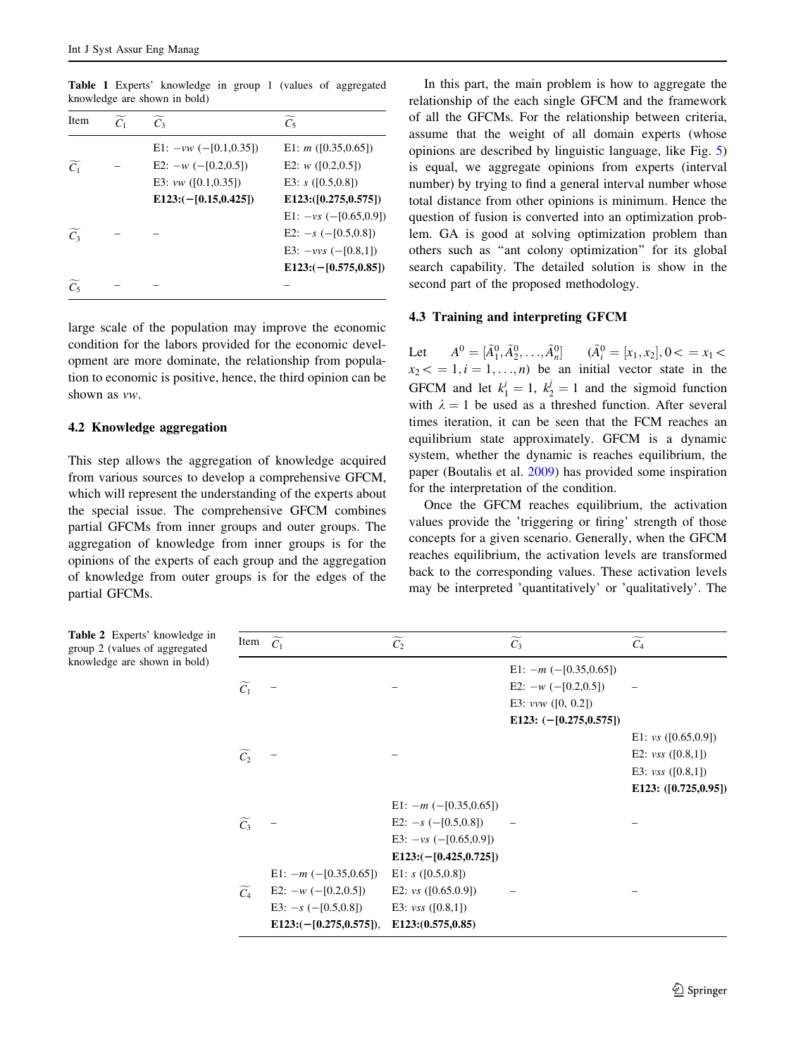**Table 1** Experts' knowledge in group 1 (values of aggregated knowledge are shown in bold)

| Item | $\widetilde{C_1}$ | $\widetilde{C_3}$ | $\widetilde{C_5}$ |
|---|---|---|---|
| $\widetilde{C_1}$ | – | E1: $-vw$ ($-[0.1,0.35]$)<br>E2: $-w$ ($-[0.2,0.5]$)<br>E3: $vw$ ($[0.1,0.35]$)<br>**E123:($-$[0.15,0.425])** | E1: $m$ ($[0.35,0.65]$)<br>E2: $w$ ($[0.2,0.5]$)<br>E3: $s$ ($[0.5,0.8]$)<br>**E123:([0.275,0.575])** |
| $\widetilde{C_3}$ | – | – | E1: $-vs$ ($-[0.65,0.9]$)<br>E2: $-s$ ($-[0.5,0.8]$)<br>E3: $-vvs$ ($-[0.8,1]$)<br>**E123:($-$[0.575,0.85])** |
| $\widetilde{C_5}$ | – | – | – |

large scale of the population may improve the economic condition for the labors provided for the economic development are more dominate, the relationship from population to economic is positive, hence, the third opinion can be shown as *vw*.

### 4.2 Knowledge aggregation

This step allows the aggregation of knowledge acquired from various sources to develop a comprehensive GFCM, which will represent the understanding of the experts about the special issue. The comprehensive GFCM combines partial GFCMs from inner groups and outer groups. The aggregation of knowledge from inner groups is for the opinions of the experts of each group and the aggregation of knowledge from outer groups is for the edges of the partial GFCMs.

In this part, the main problem is how to aggregate the relationship of the each single GFCM and the framework of all the GFCMs. For the relationship between criteria, assume that the weight of all domain experts (whose opinions are described by linguistic language, like Fig. 5) is equal, we aggregate opinions from experts (interval number) by trying to find a general interval number whose total distance from other opinions is minimum. Hence the question of fusion is converted into an optimization problem. GA is good at solving optimization problem than others such as "ant colony optimization" for its global search capability. The detailed solution is show in the second part of the proposed methodology.

### 4.3 Training and interpreting GFCM

Let $A^0 = [\tilde{A}_1^0, \tilde{A}_2^0, \ldots, \tilde{A}_n^0]$ $(\tilde{A}_i^0 = [x_1, x_2], 0 <= x_1 < x_2 <= 1, i = 1, \ldots, n)$ be an initial vector state in the GFCM and let $k_1^i = 1$, $k_2^j = 1$ and the sigmoid function with $\lambda = 1$ be used as a threshed function. After several times iteration, it can be seen that the FCM reaches an equilibrium state approximately. GFCM is a dynamic system, whether the dynamic is reaches equilibrium, the paper (Boutalis et al. 2009) has provided some inspiration for the interpretation of the condition.

Once the GFCM reaches equilibrium, the activation values provide the 'triggering or firing' strength of those concepts for a given scenario. Generally, when the GFCM reaches equilibrium, the activation levels are transformed back to the corresponding values. These activation levels may be interpreted 'quantitatively' or 'qualitatively'. The

**Table 2** Experts' knowledge in group 2 (values of aggregated knowledge are shown in bold)

| Item | $\widetilde{C_1}$ | $\widetilde{C_2}$ | $\widetilde{C_3}$ | $\widetilde{C_4}$ |
|---|---|---|---|---|
| $\widetilde{C_1}$ | – | – | E1: $-m$ ($-[0.35,0.65]$)<br>E2: $-w$ ($-[0.2,0.5]$)<br>E3: $vvw$ ($[0, 0.2]$)<br>**E123: ($-$[0.275,0.575])** | – |
| $\widetilde{C_2}$ | – | – | – | E1: $vs$ ($[0.65,0.9]$)<br>E2: $vss$ ($[0.8,1]$)<br>E3: $vss$ ($[0.8,1]$)<br>**E123: ([0.725,0.95])** |
| $\widetilde{C_3}$ | – | E1: $-m$ ($-[0.35,0.65]$)<br>E2: $-s$ ($-[0.5,0.8]$)<br>E3: $-vs$ ($-[0.65,0.9]$)<br>**E123:($-$[0.425,0.725])** | – | – |
| $\widetilde{C_4}$ | E1: $-m$ ($-[0.35,0.65]$)<br>E2: $-w$ ($-[0.2,0.5]$)<br>E3: $-s$ ($-[0.5,0.8]$)<br>**E123:($-$[0.275,0.575]),** | E1: $s$ ($[0.5,0.8]$)<br>E2: $vs$ ($[0.65.0.9]$)<br>E3: $vss$ ($[0.8,1]$)<br>**E123:(0.575,0.85)** | – | – |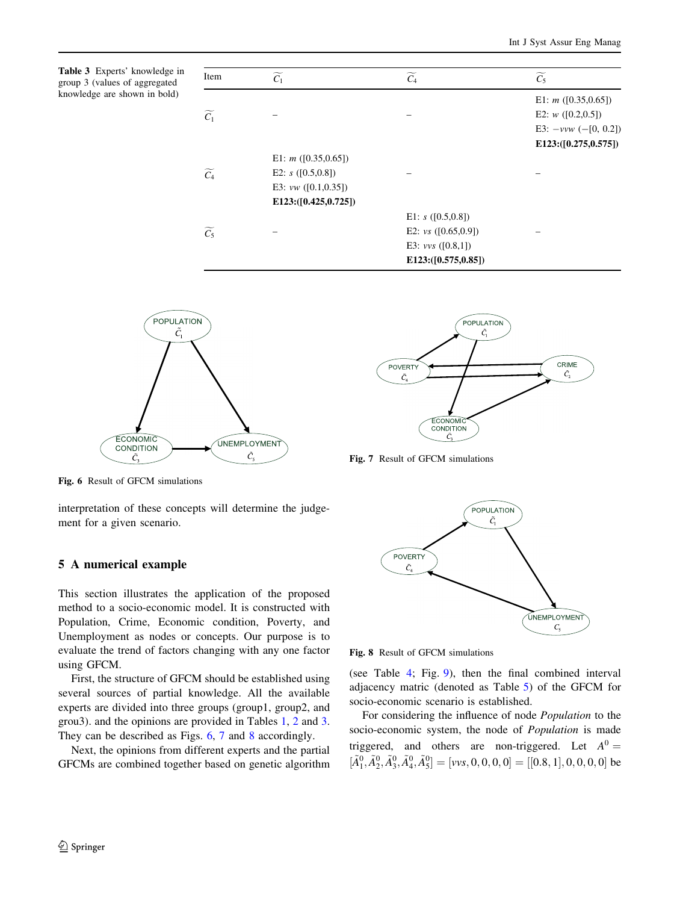**Table 3** Experts' knowledge in group 3 (values of aggregated knowledge are shown in bold)

| Item | $\widetilde{C_1}$ | $\widetilde{C_4}$ | $\widetilde{C_5}$ |
|---|---|---|---|
| $\widetilde{C_1}$ | – | – | E1: *m* ([0.35,0.65])<br>E2: *w* ([0.2,0.5])<br>E3: −*vvw* (−[0, 0.2])<br>**E123:([0.275,0.575])** |
| $\widetilde{C_4}$ | E1: *m* ([0.35,0.65])<br>E2: *s* ([0.5,0.8])<br>E3: *vw* ([0.1,0.35])<br>**E123:([0.425,0.725])** | – | – |
| $\widetilde{C_5}$ | – | E1: *s* ([0.5,0.8])<br>E2: *vs* ([0.65,0.9])<br>E3: *vvs* ([0.8,1])<br>**E123:([0.575,0.85])** | – |

**Fig. 6** Result of GFCM simulations

**Fig. 7** Result of GFCM simulations

**Fig. 8** Result of GFCM simulations

interpretation of these concepts will determine the judgement for a given scenario.

## 5 A numerical example

This section illustrates the application of the proposed method to a socio-economic model. It is constructed with Population, Crime, Economic condition, Poverty, and Unemployment as nodes or concepts. Our purpose is to evaluate the trend of factors changing with any one factor using GFCM.

First, the structure of GFCM should be established using several sources of partial knowledge. All the available experts are divided into three groups (group1, group2, and grou3). and the opinions are provided in Tables 1, 2 and 3. They can be described as Figs. 6, 7 and 8 accordingly.

Next, the opinions from different experts and the partial GFCMs are combined together based on genetic algorithm (see Table 4; Fig. 9), then the final combined interval adjacency matric (denoted as Table 5) of the GFCM for socio-economic scenario is established.

For considering the influence of node *Population* to the socio-economic system, the node of *Population* is made triggered, and others are non-triggered. Let $A^0 = [\tilde{A}_1^0, \tilde{A}_2^0, \tilde{A}_3^0, \tilde{A}_4^0, \tilde{A}_5^0] = [vvs, 0, 0, 0, 0] = [[0.8, 1], 0, 0, 0, 0]$ be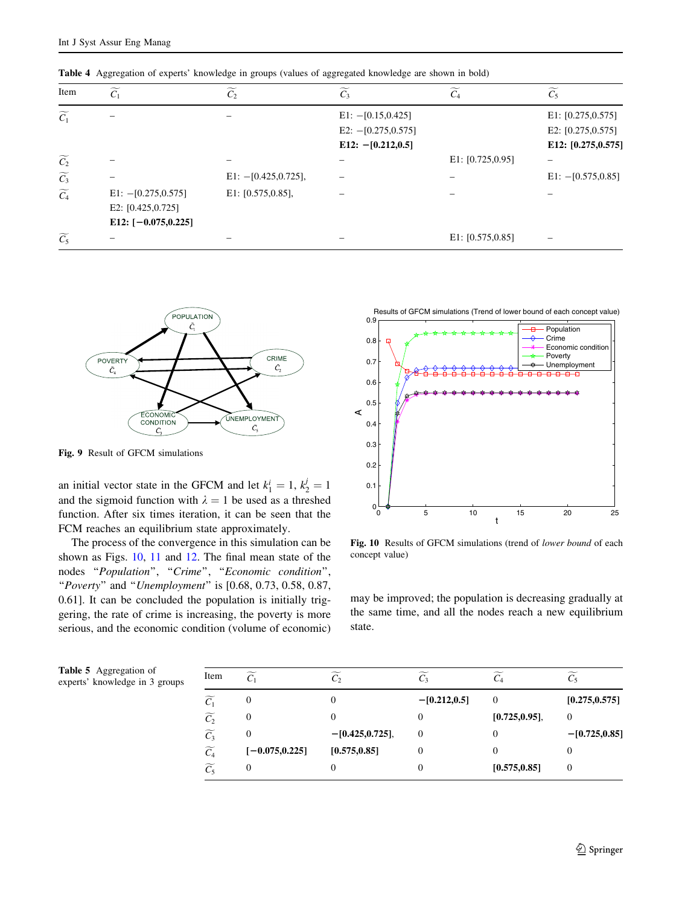**Table 4** Aggregation of experts' knowledge in groups (values of aggregated knowledge are shown in bold)

| Item | $\widetilde{C_1}$ | $\widetilde{C_2}$ | $\widetilde{C_3}$ | $\widetilde{C_4}$ | $\widetilde{C_5}$ |
|---|---|---|---|---|---|
| $\widetilde{C_1}$ | – | – | E1: −[0.15,0.425]<br>E2: −[0.275,0.575]<br>**E12: −[0.212,0.5]** | | E1: [0.275,0.575]<br>E2: [0.275,0.575]<br>**E12: [0.275,0.575]** |
| $\widetilde{C_2}$ | – | – | – | E1: [0.725,0.95] | – |
| $\widetilde{C_3}$ | – | E1: −[0.425,0.725], | – | – | E1: −[0.575,0.85] |
| $\widetilde{C_4}$ | E1: −[0.275,0.575]<br>E2: [0.425,0.725]<br>**E12: [−0.075,0.225]** | E1: [0.575,0.85], | – | – | – |
| $\widetilde{C_5}$ | – | – | – | E1: [0.575,0.85] | – |

**Fig. 9** Result of GFCM simulations

**Fig. 10** Results of GFCM simulations (trend of *lower bound* of each concept value)

an initial vector state in the GFCM and let $k_1^i = 1$, $k_2^j = 1$ and the sigmoid function with $\lambda = 1$ be used as a threshed function. After six times iteration, it can be seen that the FCM reaches an equilibrium state approximately.

The process of the convergence in this simulation can be shown as Figs. 10, 11 and 12. The final mean state of the nodes "*Population*", "*Crime*", "*Economic condition*", "*Poverty*" and "*Unemployment*" is [0.68, 0.73, 0.58, 0.87, 0.61]. It can be concluded the population is initially triggering, the rate of crime is increasing, the poverty is more serious, and the economic condition (volume of economic) may be improved; the population is decreasing gradually at the same time, and all the nodes reach a new equilibrium state.

**Table 5** Aggregation of experts' knowledge in 3 groups

| Item | $\widetilde{C_1}$ | $\widetilde{C_2}$ | $\widetilde{C_3}$ | $\widetilde{C_4}$ | $\widetilde{C_5}$ |
|---|---|---|---|---|---|
| $\widetilde{C_1}$ | 0 | 0 | **−[0.212,0.5]** | 0 | **[0.275,0.575]** |
| $\widetilde{C_2}$ | 0 | 0 | 0 | **[0.725,0.95]**, | 0 |
| $\widetilde{C_3}$ | 0 | **−[0.425,0.725]**, | 0 | 0 | **−[0.725,0.85]** |
| $\widetilde{C_4}$ | **[−0.075,0.225]** | **[0.575,0.85]** | 0 | 0 | 0 |
| $\widetilde{C_5}$ | 0 | 0 | 0 | **[0.575,0.85]** | 0 |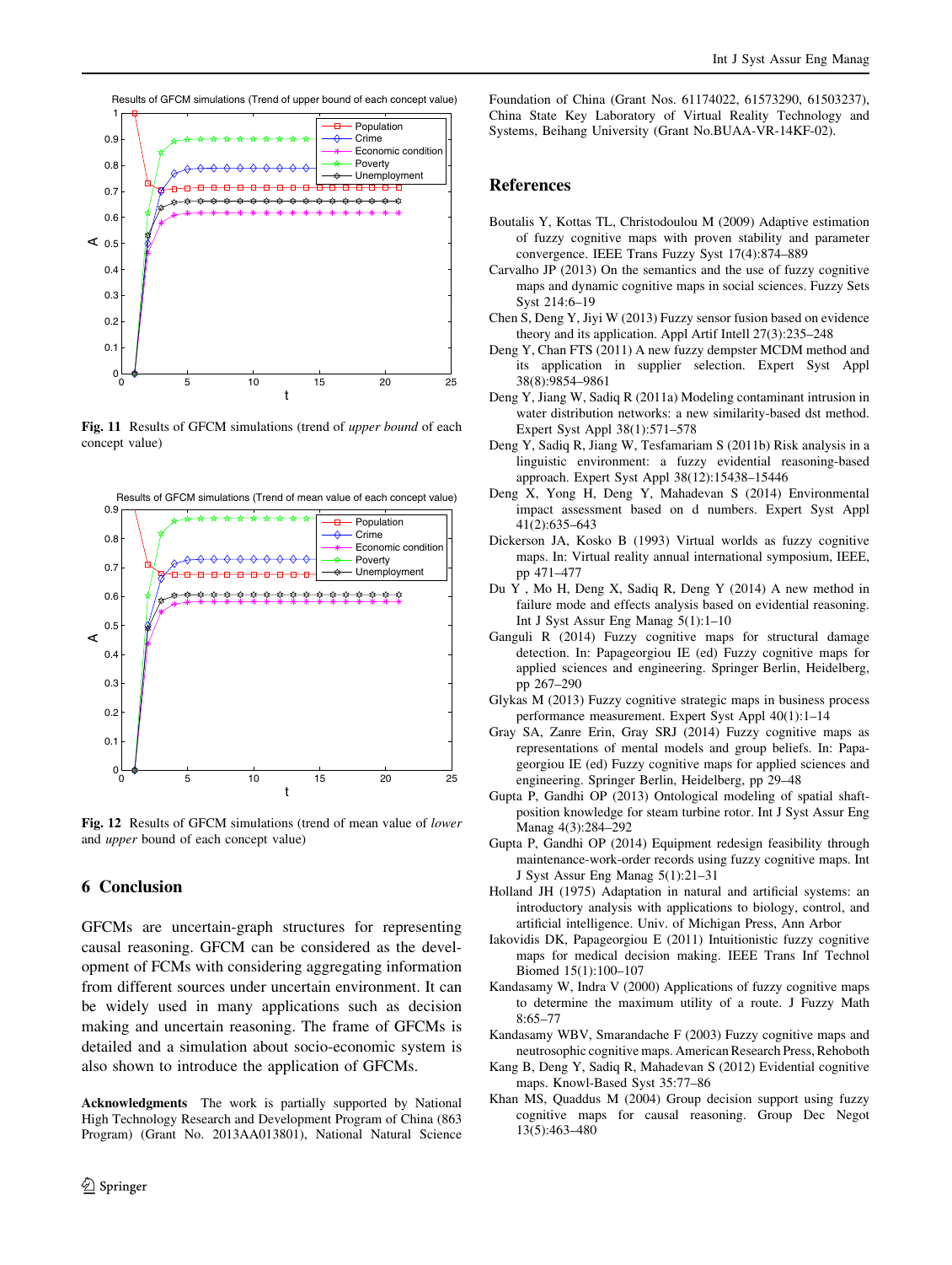Fig. 11 Results of GFCM simulations (trend of *upper bound* of each concept value)

Fig. 12 Results of GFCM simulations (trend of mean value of *lower* and *upper* bound of each concept value)

## 6 Conclusion

GFCMs are uncertain-graph structures for representing causal reasoning. GFCM can be considered as the development of FCMs with considering aggregating information from different sources under uncertain environment. It can be widely used in many applications such as decision making and uncertain reasoning. The frame of GFCMs is detailed and a simulation about socio-economic system is also shown to introduce the application of GFCMs.

**Acknowledgments** The work is partially supported by National High Technology Research and Development Program of China (863 Program) (Grant No. 2013AA013801), National Natural Science Foundation of China (Grant Nos. 61174022, 61573290, 61503237), China State Key Laboratory of Virtual Reality Technology and Systems, Beihang University (Grant No.BUAA-VR-14KF-02).

## References

Boutalis Y, Kottas TL, Christodoulou M (2009) Adaptive estimation of fuzzy cognitive maps with proven stability and parameter convergence. IEEE Trans Fuzzy Syst 17(4):874–889

Carvalho JP (2013) On the semantics and the use of fuzzy cognitive maps and dynamic cognitive maps in social sciences. Fuzzy Sets Syst 214:6–19

Chen S, Deng Y, Jiyi W (2013) Fuzzy sensor fusion based on evidence theory and its application. Appl Artif Intell 27(3):235–248

Deng Y, Chan FTS (2011) A new fuzzy dempster MCDM method and its application in supplier selection. Expert Syst Appl 38(8):9854–9861

Deng Y, Jiang W, Sadiq R (2011a) Modeling contaminant intrusion in water distribution networks: a new similarity-based dst method. Expert Syst Appl 38(1):571–578

Deng Y, Sadiq R, Jiang W, Tesfamariam S (2011b) Risk analysis in a linguistic environment: a fuzzy evidential reasoning-based approach. Expert Syst Appl 38(12):15438–15446

Deng X, Yong H, Deng Y, Mahadevan S (2014) Environmental impact assessment based on d numbers. Expert Syst Appl 41(2):635–643

Dickerson JA, Kosko B (1993) Virtual worlds as fuzzy cognitive maps. In: Virtual reality annual international symposium, IEEE, pp 471–477

Du Y , Mo H, Deng X, Sadiq R, Deng Y (2014) A new method in failure mode and effects analysis based on evidential reasoning. Int J Syst Assur Eng Manag 5(1):1–10

Ganguli R (2014) Fuzzy cognitive maps for structural damage detection. In: Papageorgiou IE (ed) Fuzzy cognitive maps for applied sciences and engineering. Springer Berlin, Heidelberg, pp 267–290

Glykas M (2013) Fuzzy cognitive strategic maps in business process performance measurement. Expert Syst Appl 40(1):1–14

Gray SA, Zanre Erin, Gray SRJ (2014) Fuzzy cognitive maps as representations of mental models and group beliefs. In: Papageorgiou IE (ed) Fuzzy cognitive maps for applied sciences and engineering. Springer Berlin, Heidelberg, pp 29–48

Gupta P, Gandhi OP (2013) Ontological modeling of spatial shaft-position knowledge for steam turbine rotor. Int J Syst Assur Eng Manag 4(3):284–292

Gupta P, Gandhi OP (2014) Equipment redesign feasibility through maintenance-work-order records using fuzzy cognitive maps. Int J Syst Assur Eng Manag 5(1):21–31

Holland JH (1975) Adaptation in natural and artificial systems: an introductory analysis with applications to biology, control, and artificial intelligence. Univ. of Michigan Press, Ann Arbor

Iakovidis DK, Papageorgiou E (2011) Intuitionistic fuzzy cognitive maps for medical decision making. IEEE Trans Inf Technol Biomed 15(1):100–107

Kandasamy W, Indra V (2000) Applications of fuzzy cognitive maps to determine the maximum utility of a route. J Fuzzy Math 8:65–77

Kandasamy WBV, Smarandache F (2003) Fuzzy cognitive maps and neutrosophic cognitive maps. American Research Press, Rehoboth

Kang B, Deng Y, Sadiq R, Mahadevan S (2012) Evidential cognitive maps. Knowl-Based Syst 35:77–86

Khan MS, Quaddus M (2004) Group decision support using fuzzy cognitive maps for causal reasoning. Group Dec Negot 13(5):463–480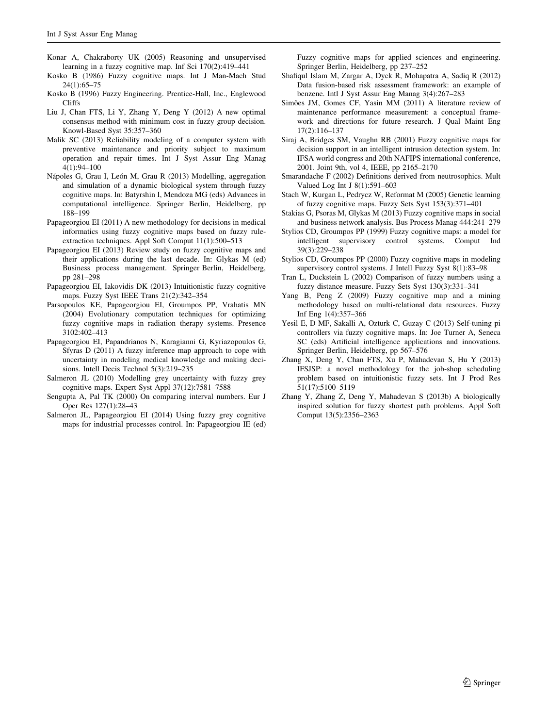Konar A, Chakraborty UK (2005) Reasoning and unsupervised learning in a fuzzy cognitive map. Inf Sci 170(2):419–441

Kosko B (1986) Fuzzy cognitive maps. Int J Man-Mach Stud 24(1):65–75

Kosko B (1996) Fuzzy Engineering. Prentice-Hall, Inc., Englewood Cliffs

Liu J, Chan FTS, Li Y, Zhang Y, Deng Y (2012) A new optimal consensus method with minimum cost in fuzzy group decision. Knowl-Based Syst 35:357–360

Malik SC (2013) Reliability modeling of a computer system with preventive maintenance and priority subject to maximum operation and repair times. Int J Syst Assur Eng Manag 4(1):94–100

Nápoles G, Grau I, León M, Grau R (2013) Modelling, aggregation and simulation of a dynamic biological system through fuzzy cognitive maps. In: Batyrshin I, Mendoza MG (eds) Advances in computational intelligence. Springer Berlin, Heidelberg, pp 188–199

Papageorgiou EI (2011) A new methodology for decisions in medical informatics using fuzzy cognitive maps based on fuzzy rule-extraction techniques. Appl Soft Comput 11(1):500–513

Papageorgiou EI (2013) Review study on fuzzy cognitive maps and their applications during the last decade. In: Glykas M (ed) Business process management. Springer Berlin, Heidelberg, pp 281–298

Papageorgiou EI, Iakovidis DK (2013) Intuitionistic fuzzy cognitive maps. Fuzzy Syst IEEE Trans 21(2):342–354

Parsopoulos KE, Papageorgiou EI, Groumpos PP, Vrahatis MN (2004) Evolutionary computation techniques for optimizing fuzzy cognitive maps in radiation therapy systems. Presence 3102:402–413

Papageorgiou EI, Papandrianos N, Karagianni G, Kyriazopoulos G, Sfyras D (2011) A fuzzy inference map approach to cope with uncertainty in modeling medical knowledge and making decisions. Intell Decis Technol 5(3):219–235

Salmeron JL (2010) Modelling grey uncertainty with fuzzy grey cognitive maps. Expert Syst Appl 37(12):7581–7588

Sengupta A, Pal TK (2000) On comparing interval numbers. Eur J Oper Res 127(1):28–43

Salmeron JL, Papageorgiou EI (2014) Using fuzzy grey cognitive maps for industrial processes control. In: Papageorgiou IE (ed) Fuzzy cognitive maps for applied sciences and engineering. Springer Berlin, Heidelberg, pp 237–252

Shafiqul Islam M, Zargar A, Dyck R, Mohapatra A, Sadiq R (2012) Data fusion-based risk assessment framework: an example of benzene. Intl J Syst Assur Eng Manag 3(4):267–283

Simões JM, Gomes CF, Yasin MM (2011) A literature review of maintenance performance measurement: a conceptual framework and directions for future research. J Qual Maint Eng 17(2):116–137

Siraj A, Bridges SM, Vaughn RB (2001) Fuzzy cognitive maps for decision support in an intelligent intrusion detection system. In: IFSA world congress and 20th NAFIPS international conference, 2001. Joint 9th, vol 4, IEEE, pp 2165–2170

Smarandache F (2002) Definitions derived from neutrosophics. Mult Valued Log Int J 8(1):591–603

Stach W, Kurgan L, Pedrycz W, Reformat M (2005) Genetic learning of fuzzy cognitive maps. Fuzzy Sets Syst 153(3):371–401

Stakias G, Psoras M, Glykas M (2013) Fuzzy cognitive maps in social and business network analysis. Bus Process Manag 444:241–279

Stylios CD, Groumpos PP (1999) Fuzzy cognitive maps: a model for intelligent supervisory control systems. Comput Ind 39(3):229–238

Stylios CD, Groumpos PP (2000) Fuzzy cognitive maps in modeling supervisory control systems. J Intell Fuzzy Syst 8(1):83–98

Tran L, Duckstein L (2002) Comparison of fuzzy numbers using a fuzzy distance measure. Fuzzy Sets Syst 130(3):331–341

Yang B, Peng Z (2009) Fuzzy cognitive map and a mining methodology based on multi-relational data resources. Fuzzy Inf Eng 1(4):357–366

Yesil E, D MF, Sakalli A, Ozturk C, Guzay C (2013) Self-tuning pi controllers via fuzzy cognitive maps. In: Joe Turner A, Seneca SC (eds) Artificial intelligence applications and innovations. Springer Berlin, Heidelberg, pp 567–576

Zhang X, Deng Y, Chan FTS, Xu P, Mahadevan S, Hu Y (2013) IFSJSP: a novel methodology for the job-shop scheduling problem based on intuitionistic fuzzy sets. Int J Prod Res 51(17):5100–5119

Zhang Y, Zhang Z, Deng Y, Mahadevan S (2013b) A biologically inspired solution for fuzzy shortest path problems. Appl Soft Comput 13(5):2356–2363